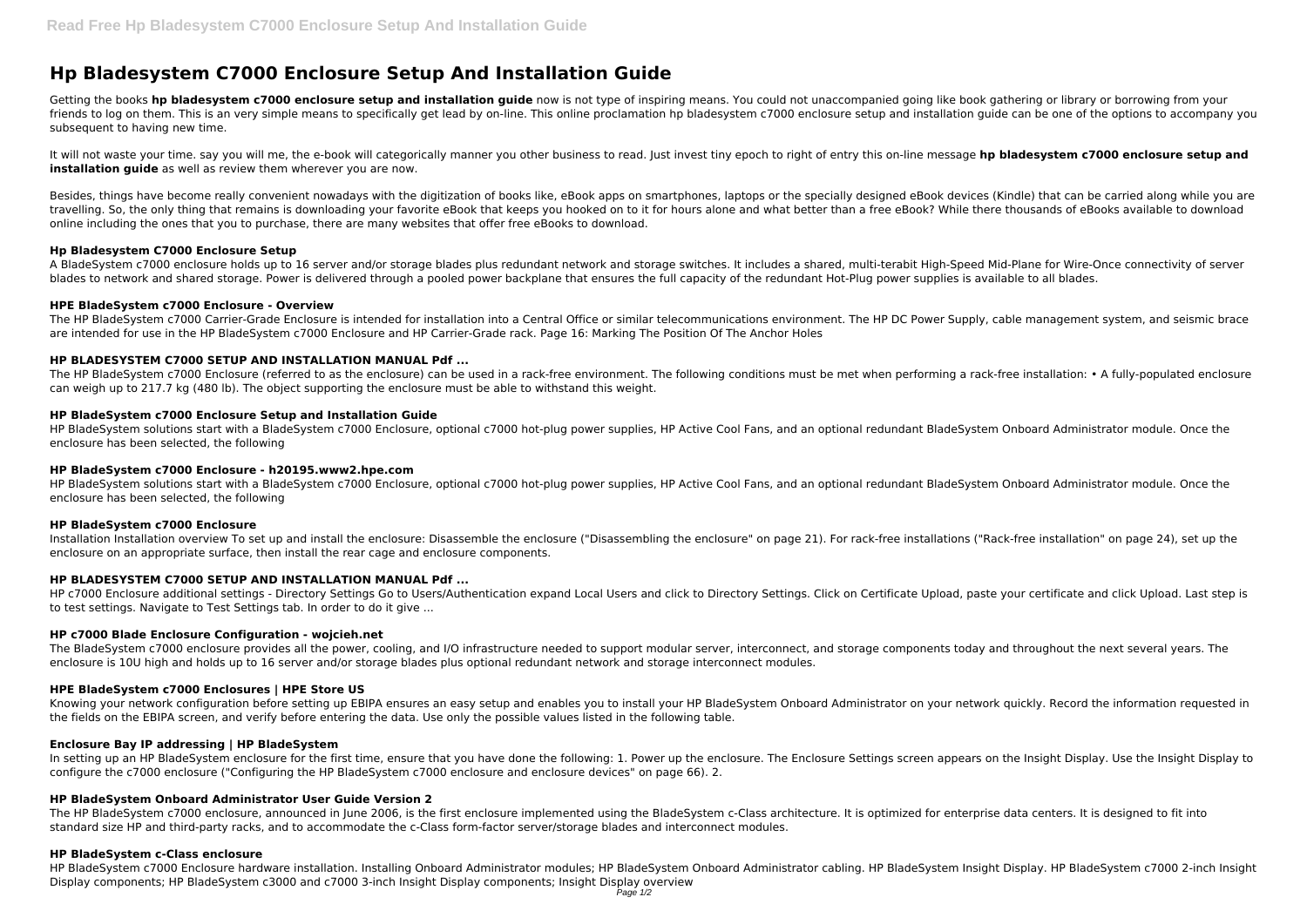# Hp Bladesystem C7000 Enclosure Setup And Installation Guide

Getting the books **hp bladesystem c7000 enclosure setup and installation guide** now is not type of inspiring means. You could not unaccompanied going like book gathering or library or borrowing from your friends to log on them. This is an very simple means to specifically get lead by on-line. This online proclamation hp bladesystem c7000 enclosure setup and installation guide can be one of the options to accompany you subsequent to having new time.

It will not waste your time. say you will me, the e-book will categorically manner you other business to read. Just invest tiny epoch to right of entry this on-line message **hp bladesystem c7000 enclosure setup and installation guide** as well as review them wherever you are now.

Besides, things have become really convenient nowadays with the digitization of books like, eBook apps on smartphones, laptops or the specially designed eBook devices (Kindle) that can be carried along while you are travelling. So, the only thing that remains is downloading your favorite eBook that keeps you hooked on to it for hours alone and what better than a free eBook? While there thousands of eBooks available to download online including the ones that you to purchase, there are many websites that offer free eBooks to download.

### Hp Bladesystem C7000 Enclosure Setup

A BladeSystem c7000 enclosure holds up to 16 server and/or storage blades plus redundant network and storage switches. It includes a shared, multi-terabit High-Speed Mid-Plane for Wire-Once connectivity of server blades to network and shared storage. Power is delivered through a pooled power backplane that ensures the full capacity of the redundant Hot-Plug power supplies is available to all blades.

### HPE BladeSystem c7000 Enclosure - Overview

The HP BladeSystem c7000 Carrier-Grade Enclosure is intended for installation into a Central Office or similar telecommunications environment. The HP DC Power Supply, cable management system, and seismic brace are intended for use in the HP BladeSystem c7000 Enclosure and HP Carrier-Grade rack. Page 16: Marking The Position Of The Anchor Holes

### HP BLADESYSTEM C7000 SETUP AND INSTALLATION MANUAL Pdf ...

The HP BladeSystem c7000 Enclosure (referred to as the enclosure) can be used in a rack-free environment. The following conditions must be met when performing a rack-free installation: • A fully-populated enclosure can weigh up to 217.7 kg (480 lb). The object supporting the enclosure must be able to withstand this weight.

### HP BladeSystem c7000 Enclosure Setup and Installation Guide

HP BladeSystem solutions start with a BladeSystem c7000 Enclosure, optional c7000 hot-plug power supplies, HP Active Cool Fans, and an optional redundant BladeSystem Onboard Administrator module. Once the enclosure has been selected, the following

### HP BladeSystem c7000 Enclosure - h20195.www2.hpe.com

HP BladeSystem solutions start with a BladeSystem c7000 Enclosure, optional c7000 hot-plug power supplies, HP Active Cool Fans, and an optional redundant BladeSystem Onboard Administrator module. Once the enclosure has been selected, the following

### HP BladeSystem c7000 Enclosure

Installation Installation overview To set up and install the enclosure: Disassemble the enclosure ("Disassembling the enclosure" on page 21). For rack-free installations ("Rack-free installation" on page 24), set up the enclosure on an appropriate surface, then install the rear cage and enclosure components.

### HP BLADESYSTEM C7000 SETUP AND INSTALLATION MANUAL Pdf ...

HP c7000 Enclosure additional settings - Directory Settings Go to Users/Authentication expand Local Users and click to Directory Settings. Click on Certificate Upload, paste your certificate and click Upload. Last step is to test settings. Navigate to Test Settings tab. In order to do it give ...

### HP c7000 Blade Enclosure Configuration - wojcieh.net

The BladeSystem c7000 enclosure provides all the power, cooling, and I/O infrastructure needed to support modular server, interconnect, and storage components today and throughout the next several years. The enclosure is 10U high and holds up to 16 server and/or storage blades plus optional redundant network and storage interconnect modules.

### HPE BladeSystem c7000 Enclosures | HPE Store US

Knowing your network configuration before setting up EBIPA ensures an easy setup and enables you to install your HP BladeSystem Onboard Administrator on your network quickly. Record the information requested in the fields on the EBIPA screen, and verify before entering the data. Use only the possible values listed in the following table.

### Enclosure Bay IP addressing | HP BladeSystem

In setting up an HP BladeSystem enclosure for the first time, ensure that you have done the following: 1. Power up the enclosure. The Enclosure Settings screen appears on the Insight Display. Use the Insight Display to configure the c7000 enclosure ("Configuring the HP BladeSystem c7000 enclosure and enclosure devices" on page 66). 2.

### HP BladeSystem Onboard Administrator User Guide Version 2

The HP BladeSystem c7000 enclosure, announced in June 2006, is the first enclosure implemented using the BladeSystem c-Class architecture. It is optimized for enterprise data centers. It is designed to fit into standard size HP and third-party racks, and to accommodate the c-Class form-factor server/storage blades and interconnect modules.

### HP BladeSystem c-Class enclosure

HP BladeSystem c7000 Enclosure hardware installation. Installing Onboard Administrator modules; HP BladeSystem Onboard Administrator cabling. HP BladeSystem Insight Display. HP BladeSystem c7000 2-inch Insight Display components; HP BladeSystem c3000 and c7000 3-inch Insight Display components; Insight Display overview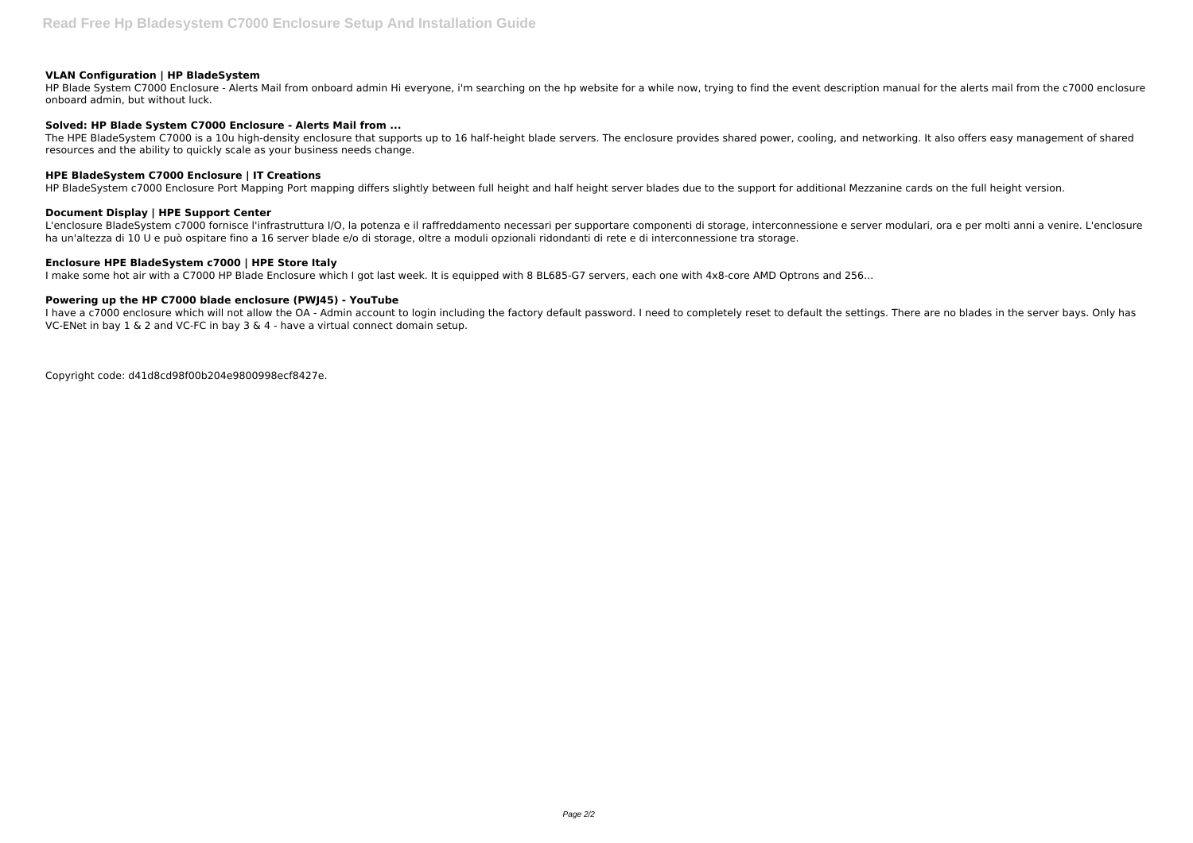### VLAN Configuration | HP BladeSystem

HP Blade System C7000 Enclosure - Alerts Mail from onboard admin Hi everyone, i'm searching on the hp website for a while now, trying to find the event description manual for the alerts mail from the c7000 enclosure onboard admin, but without luck.

### Solved: HP Blade System C7000 Enclosure - Alerts Mail from ...

The HPE BladeSystem C7000 is a 10u high-density enclosure that supports up to 16 half-height blade servers. The enclosure provides shared power, cooling, and networking. It also offers easy management of shared resources and the ability to quickly scale as your business needs change.

### HPE BladeSystem C7000 Enclosure | IT Creations

HP BladeSystem c7000 Enclosure Port Mapping Port mapping differs slightly between full height and half height server blades due to the support for additional Mezzanine cards on the full height version.

### Document Display | HPE Support Center

L'enclosure BladeSystem c7000 fornisce l'infrastruttura I/O, la potenza e il raffreddamento necessari per supportare componenti di storage, interconnessione e server modulari, ora e per molti anni a venire. L'enclosure ha un'altezza di 10 U e può ospitare fino a 16 server blade e/o di storage, oltre a moduli opzionali ridondanti di rete e di interconnessione tra storage.

### Enclosure HPE BladeSystem c7000 | HPE Store Italy

I make some hot air with a C7000 HP Blade Enclosure which I got last week. It is equipped with 8 BL685-G7 servers, each one with 4x8-core AMD Optrons and 256...

### Powering up the HP C7000 blade enclosure (PWJ45) - YouTube

I have a c7000 enclosure which will not allow the OA - Admin account to login including the factory default password. I need to completely reset to default the settings. There are no blades in the server bays. Only has VC-ENet in bay 1 & 2 and VC-FC in bay 3 & 4 - have a virtual connect domain setup.

Copyright code: d41d8cd98f00b204e9800998ecf8427e.